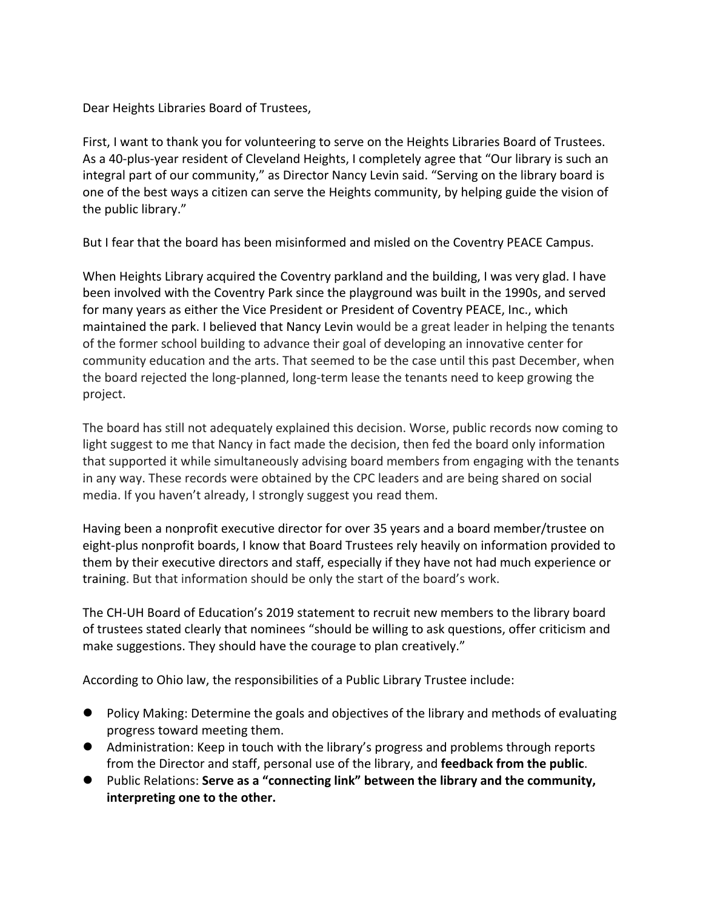Dear Heights Libraries Board of Trustees,

First, I want to thank you for volunteering to serve on the Heights Libraries Board of Trustees. As a 40-plus-year resident of Cleveland Heights, I completely agree that "Our library is such an integral part of our community," as Director Nancy Levin said. "Serving on the library board is one of the best ways a citizen can serve the Heights community, by helping guide the vision of the public library."

But I fear that the board has been misinformed and misled on the Coventry PEACE Campus.

When Heights Library acquired the Coventry parkland and the building, I was very glad. I have been involved with the Coventry Park since the playground was built in the 1990s, and served for many years as either the Vice President or President of Coventry PEACE, Inc., which maintained the park. I believed that Nancy Levin would be a great leader in helping the tenants of the former school building to advance their goal of developing an innovative center for community education and the arts. That seemed to be the case until this past December, when the board rejected the long-planned, long-term lease the tenants need to keep growing the project.

The board has still not adequately explained this decision. Worse, public records now coming to light suggest to me that Nancy in fact made the decision, then fed the board only information that supported it while simultaneously advising board members from engaging with the tenants in any way. These records were obtained by the CPC leaders and are being shared on social media. If you haven't already, I strongly suggest you read them.

Having been a nonprofit executive director for over 35 years and a board member/trustee on eight-plus nonprofit boards, I know that Board Trustees rely heavily on information provided to them by their executive directors and staff, especially if they have not had much experience or training. But that information should be only the start of the board's work.

The CH-UH Board of Education's 2019 statement to recruit new members to the library board of trustees stated clearly that nominees "should be willing to ask questions, offer criticism and make suggestions. They should have the courage to plan creatively."

According to Ohio law, the responsibilities of a Public Library Trustee include:

- Policy Making: Determine the goals and objectives of the library and methods of evaluating progress toward meeting them.
- Administration: Keep in touch with the library's progress and problems through reports from the Director and staff, personal use of the library, and **feedback from the public**.
- Public Relations: **Serve as a "connecting link" between the library and the community, interpreting one to the other.**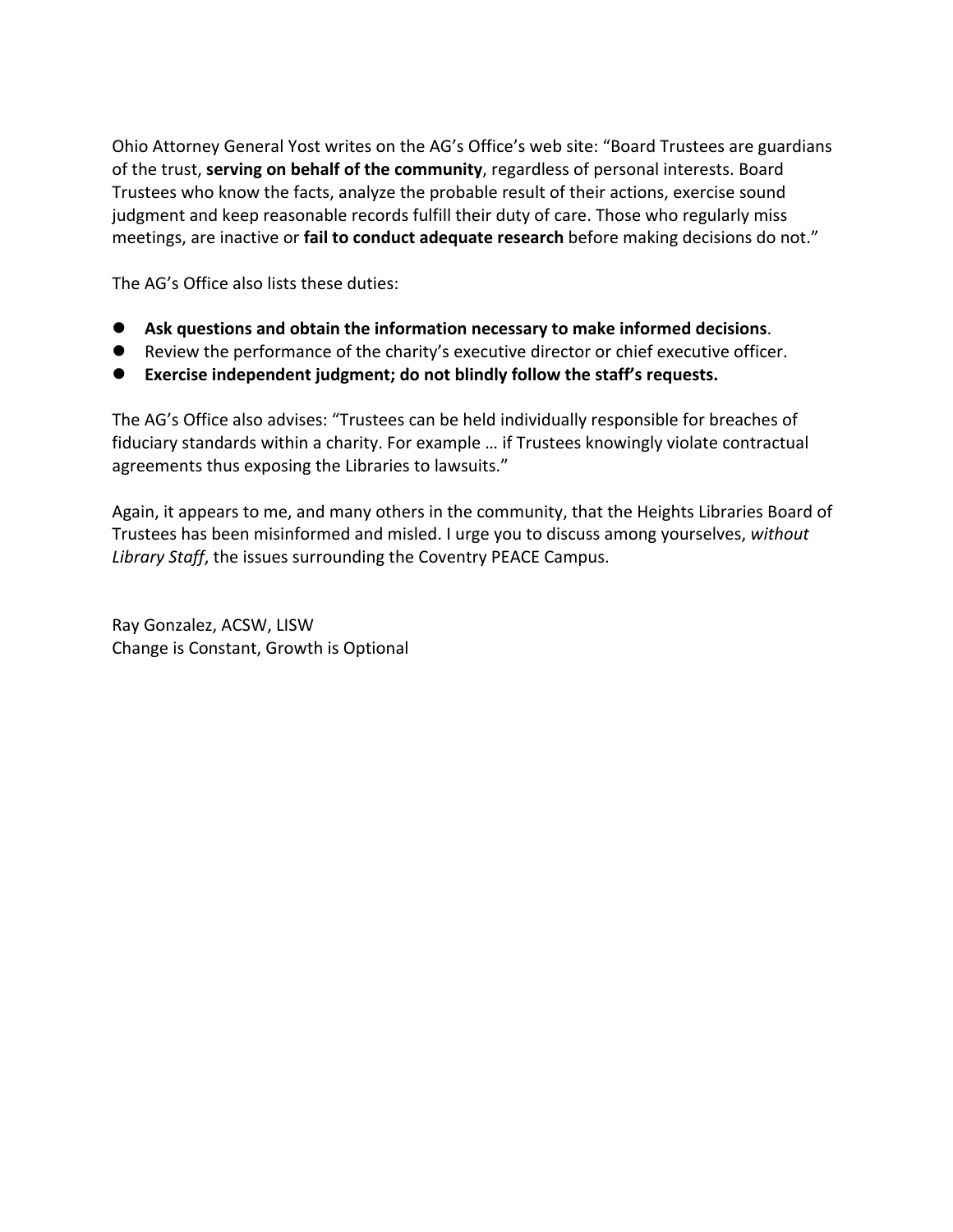Ohio Attorney General Yost writes on the AG's Office's web site: "Board Trustees are guardians of the trust, **serving on behalf of the community**, regardless of personal interests. Board Trustees who know the facts, analyze the probable result of their actions, exercise sound judgment and keep reasonable records fulfill their duty of care. Those who regularly miss meetings, are inactive or **fail to conduct adequate research** before making decisions do not."

The AG's Office also lists these duties:

- **Ask questions and obtain the information necessary to make informed decisions**.
- Review the performance of the charity's executive director or chief executive officer.
- **Exercise independent judgment; do not blindly follow the staff's requests.**

The AG's Office also advises: "Trustees can be held individually responsible for breaches of fiduciary standards within a charity. For example … if Trustees knowingly violate contractual agreements thus exposing the Libraries to lawsuits."

Again, it appears to me, and many others in the community, that the Heights Libraries Board of Trustees has been misinformed and misled. I urge you to discuss among yourselves, *without Library Staff*, the issues surrounding the Coventry PEACE Campus.

Ray Gonzalez, ACSW, LISW
Change is Constant, Growth is Optional